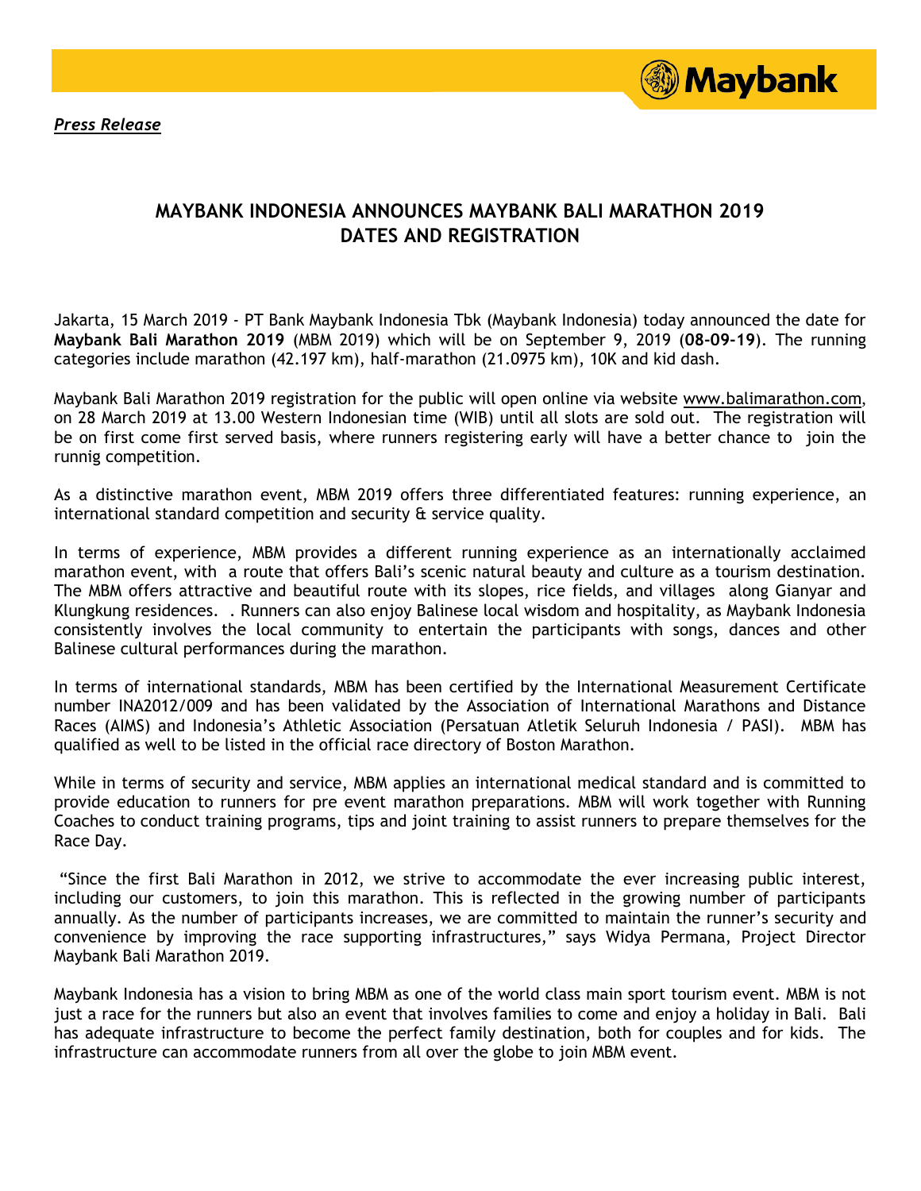*Press Release*

## MAYBANK INDONESIA ANNOUNCES MAYBANK BALI MARATHON 2019 DATES AND REGISTRATION

Jakarta, 15 March 2019 - PT Bank Maybank Indonesia Tbk (Maybank Indonesia) today announced the date for **Maybank Bali Marathon 2019** (MBM 2019) which will be on September 9, 2019 (**08-09-19**). The running categories include marathon (42.197 km), half-marathon (21.0975 km), 10K and kid dash.

Maybank Bali Marathon 2019 registration for the public will open online via website www.balimarathon.com, on 28 March 2019 at 13.00 Western Indonesian time (WIB) until all slots are sold out. The registration will be on first come first served basis, where runners registering early will have a better chance to join the runnig competition.

As a distinctive marathon event, MBM 2019 offers three differentiated features: running experience, an international standard competition and security & service quality.

In terms of experience, MBM provides a different running experience as an internationally acclaimed marathon event, with a route that offers Bali's scenic natural beauty and culture as a tourism destination. The MBM offers attractive and beautiful route with its slopes, rice fields, and villages along Gianyar and Klungkung residences. . Runners can also enjoy Balinese local wisdom and hospitality, as Maybank Indonesia consistently involves the local community to entertain the participants with songs, dances and other Balinese cultural performances during the marathon.

In terms of international standards, MBM has been certified by the International Measurement Certificate number INA2012/009 and has been validated by the Association of International Marathons and Distance Races (AIMS) and Indonesia's Athletic Association (Persatuan Atletik Seluruh Indonesia / PASI). MBM has qualified as well to be listed in the official race directory of Boston Marathon.

While in terms of security and service, MBM applies an international medical standard and is committed to provide education to runners for pre event marathon preparations. MBM will work together with Running Coaches to conduct training programs, tips and joint training to assist runners to prepare themselves for the Race Day.

"Since the first Bali Marathon in 2012, we strive to accommodate the ever increasing public interest, including our customers, to join this marathon. This is reflected in the growing number of participants annually. As the number of participants increases, we are committed to maintain the runner's security and convenience by improving the race supporting infrastructures," says Widya Permana, Project Director Maybank Bali Marathon 2019.

Maybank Indonesia has a vision to bring MBM as one of the world class main sport tourism event. MBM is not just a race for the runners but also an event that involves families to come and enjoy a holiday in Bali. Bali has adequate infrastructure to become the perfect family destination, both for couples and for kids. The infrastructure can accommodate runners from all over the globe to join MBM event.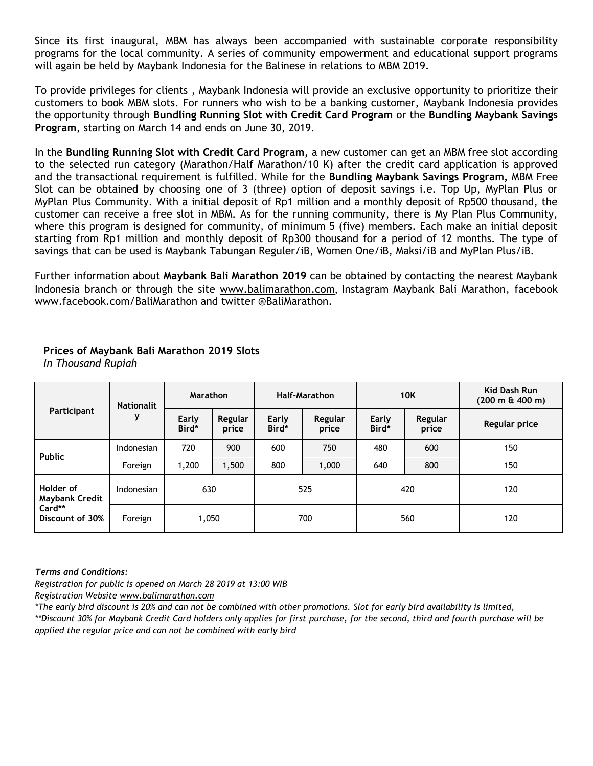Since its first inaugural, MBM has always been accompanied with sustainable corporate responsibility programs for the local community. A series of community empowerment and educational support programs will again be held by Maybank Indonesia for the Balinese in relations to MBM 2019.

To provide privileges for clients , Maybank Indonesia will provide an exclusive opportunity to prioritize their customers to book MBM slots. For runners who wish to be a banking customer, Maybank Indonesia provides the opportunity through **Bundling Running Slot with Credit Card Program** or the **Bundling Maybank Savings Program**, starting on March 14 and ends on June 30, 2019.

In the **Bundling Running Slot with Credit Card Program,** a new customer can get an MBM free slot according to the selected run category (Marathon/Half Marathon/10 K) after the credit card application is approved and the transactional requirement is fulfilled. While for the **Bundling Maybank Savings Program,** MBM Free Slot can be obtained by choosing one of 3 (three) option of deposit savings i.e. Top Up, MyPlan Plus or MyPlan Plus Community. With a initial deposit of Rp1 million and a monthly deposit of Rp500 thousand, the customer can receive a free slot in MBM. As for the running community, there is My Plan Plus Community, where this program is designed for community, of minimum 5 (five) members. Each make an initial deposit starting from Rp1 million and monthly deposit of Rp300 thousand for a period of 12 months. The type of savings that can be used is Maybank Tabungan Reguler/iB, Women One/iB, Maksi/iB and MyPlan Plus/iB.

Further information about **Maybank Bali Marathon 2019** can be obtained by contacting the nearest Maybank Indonesia branch or through the site www.balimarathon.com, Instagram Maybank Bali Marathon, facebook www.facebook.com/BaliMarathon and twitter @BaliMarathon.

**Prices of Maybank Bali Marathon 2019 Slots**
*In Thousand Rupiah*

| Participant | Nationality | Marathon | | Half-Marathon | | 10K | | Kid Dash Run (200 m & 400 m) |
|---|---|---|---|---|---|---|---|---|
| | | Early Bird* | Regular price | Early Bird* | Regular price | Early Bird* | Regular price | Regular price |
| Public | Indonesian | 720 | 900 | 600 | 750 | 480 | 600 | 150 |
| | Foreign | 1,200 | 1,500 | 800 | 1,000 | 640 | 800 | 150 |
| Holder of Maybank Credit Card** Discount of 30% | Indonesian | 630 | | 525 | | 420 | | 120 |
| | Foreign | 1,050 | | 700 | | 560 | | 120 |

***Terms and Conditions:***

*Registration for public is opened on March 28 2019 at 13:00 WIB*

*Registration Website www.balimarathon.com*

*\*The early bird discount is 20% and can not be combined with other promotions. Slot for early bird availability is limited,*

*\*\*Discount 30% for Maybank Credit Card holders only applies for first purchase, for the second, third and fourth purchase will be applied the regular price and can not be combined with early bird*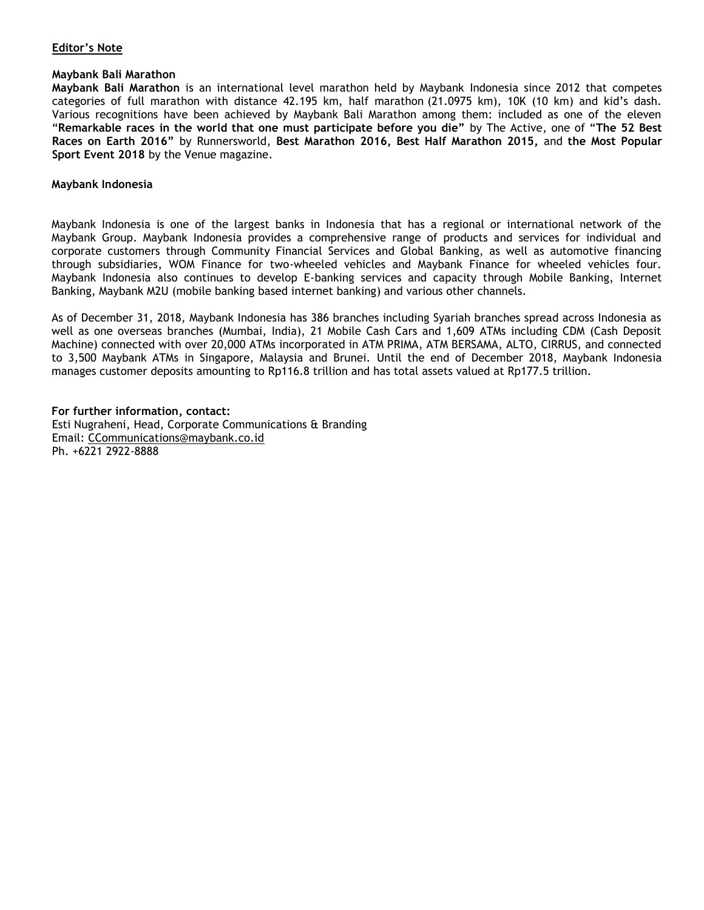**Editor's Note**

**Maybank Bali Marathon**

**Maybank Bali Marathon** is an international level marathon held by Maybank Indonesia since 2012 that competes categories of full marathon with distance 42.195 km, half marathon (21.0975 km), 10K (10 km) and kid's dash. Various recognitions have been achieved by Maybank Bali Marathon among them: included as one of the eleven "**Remarkable races in the world that one must participate before you die"** by The Active, one of "**The 52 Best Races on Earth 2016"** by Runnersworld, **Best Marathon 2016, Best Half Marathon 2015,** and **the Most Popular Sport Event 2018** by the Venue magazine.

**Maybank Indonesia**

Maybank Indonesia is one of the largest banks in Indonesia that has a regional or international network of the Maybank Group. Maybank Indonesia provides a comprehensive range of products and services for individual and corporate customers through Community Financial Services and Global Banking, as well as automotive financing through subsidiaries, WOM Finance for two-wheeled vehicles and Maybank Finance for wheeled vehicles four. Maybank Indonesia also continues to develop E-banking services and capacity through Mobile Banking, Internet Banking, Maybank M2U (mobile banking based internet banking) and various other channels.

As of December 31, 2018, Maybank Indonesia has 386 branches including Syariah branches spread across Indonesia as well as one overseas branches (Mumbai, India), 21 Mobile Cash Cars and 1,609 ATMs including CDM (Cash Deposit Machine) connected with over 20,000 ATMs incorporated in ATM PRIMA, ATM BERSAMA, ALTO, CIRRUS, and connected to 3,500 Maybank ATMs in Singapore, Malaysia and Brunei. Until the end of December 2018, Maybank Indonesia manages customer deposits amounting to Rp116.8 trillion and has total assets valued at Rp177.5 trillion.

**For further information, contact:**
Esti Nugraheni, Head, Corporate Communications & Branding
Email: CCommunications@maybank.co.id
Ph. +6221 2922-8888